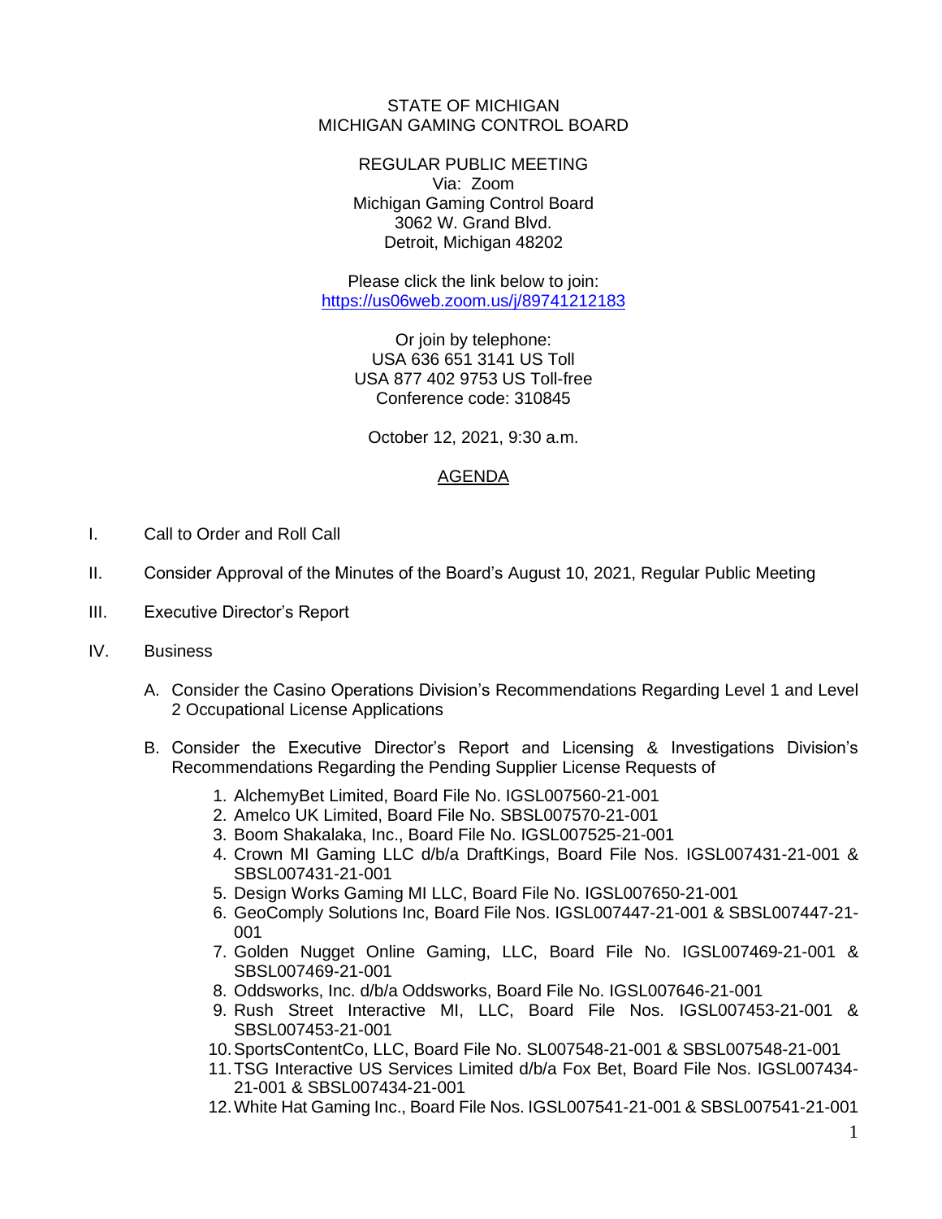STATE OF MICHIGAN
MICHIGAN GAMING CONTROL BOARD

REGULAR PUBLIC MEETING
Via: Zoom
Michigan Gaming Control Board
3062 W. Grand Blvd.
Detroit, Michigan 48202

Please click the link below to join:
https://us06web.zoom.us/j/89741212183

Or join by telephone:
USA 636 651 3141 US Toll
USA 877 402 9753 US Toll-free
Conference code: 310845

October 12, 2021, 9:30 a.m.

## AGENDA

I. Call to Order and Roll Call

II. Consider Approval of the Minutes of the Board's August 10, 2021, Regular Public Meeting

III. Executive Director's Report

IV. Business

A. Consider the Casino Operations Division's Recommendations Regarding Level 1 and Level 2 Occupational License Applications

B. Consider the Executive Director's Report and Licensing & Investigations Division's Recommendations Regarding the Pending Supplier License Requests of

1. AlchemyBet Limited, Board File No. IGSL007560-21-001
2. Amelco UK Limited, Board File No. SBSL007570-21-001
3. Boom Shakalaka, Inc., Board File No. IGSL007525-21-001
4. Crown MI Gaming LLC d/b/a DraftKings, Board File Nos. IGSL007431-21-001 & SBSL007431-21-001
5. Design Works Gaming MI LLC, Board File No. IGSL007650-21-001
6. GeoComply Solutions Inc, Board File Nos. IGSL007447-21-001 & SBSL007447-21-001
7. Golden Nugget Online Gaming, LLC, Board File No. IGSL007469-21-001 & SBSL007469-21-001
8. Oddsworks, Inc. d/b/a Oddsworks, Board File No. IGSL007646-21-001
9. Rush Street Interactive MI, LLC, Board File Nos. IGSL007453-21-001 & SBSL007453-21-001
10. SportsContentCo, LLC, Board File No. SL007548-21-001 & SBSL007548-21-001
11. TSG Interactive US Services Limited d/b/a Fox Bet, Board File Nos. IGSL007434-21-001 & SBSL007434-21-001
12. White Hat Gaming Inc., Board File Nos. IGSL007541-21-001 & SBSL007541-21-001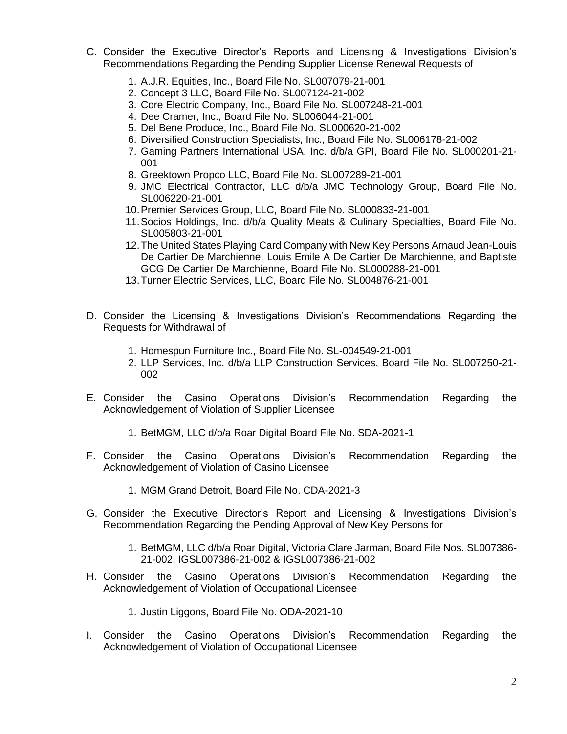C. Consider the Executive Director's Reports and Licensing & Investigations Division's Recommendations Regarding the Pending Supplier License Renewal Requests of

    1. A.J.R. Equities, Inc., Board File No. SL007079-21-001
    2. Concept 3 LLC, Board File No. SL007124-21-002
    3. Core Electric Company, Inc., Board File No. SL007248-21-001
    4. Dee Cramer, Inc., Board File No. SL006044-21-001
    5. Del Bene Produce, Inc., Board File No. SL000620-21-002
    6. Diversified Construction Specialists, Inc., Board File No. SL006178-21-002
    7. Gaming Partners International USA, Inc. d/b/a GPI, Board File No. SL000201-21-001
    8. Greektown Propco LLC, Board File No. SL007289-21-001
    9. JMC Electrical Contractor, LLC d/b/a JMC Technology Group, Board File No. SL006220-21-001
    10. Premier Services Group, LLC, Board File No. SL000833-21-001
    11. Socios Holdings, Inc. d/b/a Quality Meats & Culinary Specialties, Board File No. SL005803-21-001
    12. The United States Playing Card Company with New Key Persons Arnaud Jean-Louis De Cartier De Marchienne, Louis Emile A De Cartier De Marchienne, and Baptiste GCG De Cartier De Marchienne, Board File No. SL000288-21-001
    13. Turner Electric Services, LLC, Board File No. SL004876-21-001

D. Consider the Licensing & Investigations Division's Recommendations Regarding the Requests for Withdrawal of

    1. Homespun Furniture Inc., Board File No. SL-004549-21-001
    2. LLP Services, Inc. d/b/a LLP Construction Services, Board File No. SL007250-21-002

E. Consider the Casino Operations Division's Recommendation Regarding the Acknowledgement of Violation of Supplier Licensee

    1. BetMGM, LLC d/b/a Roar Digital Board File No. SDA-2021-1

F. Consider the Casino Operations Division's Recommendation Regarding the Acknowledgement of Violation of Casino Licensee

    1. MGM Grand Detroit, Board File No. CDA-2021-3

G. Consider the Executive Director's Report and Licensing & Investigations Division's Recommendation Regarding the Pending Approval of New Key Persons for

    1. BetMGM, LLC d/b/a Roar Digital, Victoria Clare Jarman, Board File Nos. SL007386-21-002, IGSL007386-21-002 & IGSL007386-21-002

H. Consider the Casino Operations Division's Recommendation Regarding the Acknowledgement of Violation of Occupational Licensee

    1. Justin Liggons, Board File No. ODA-2021-10

I. Consider the Casino Operations Division's Recommendation Regarding the Acknowledgement of Violation of Occupational Licensee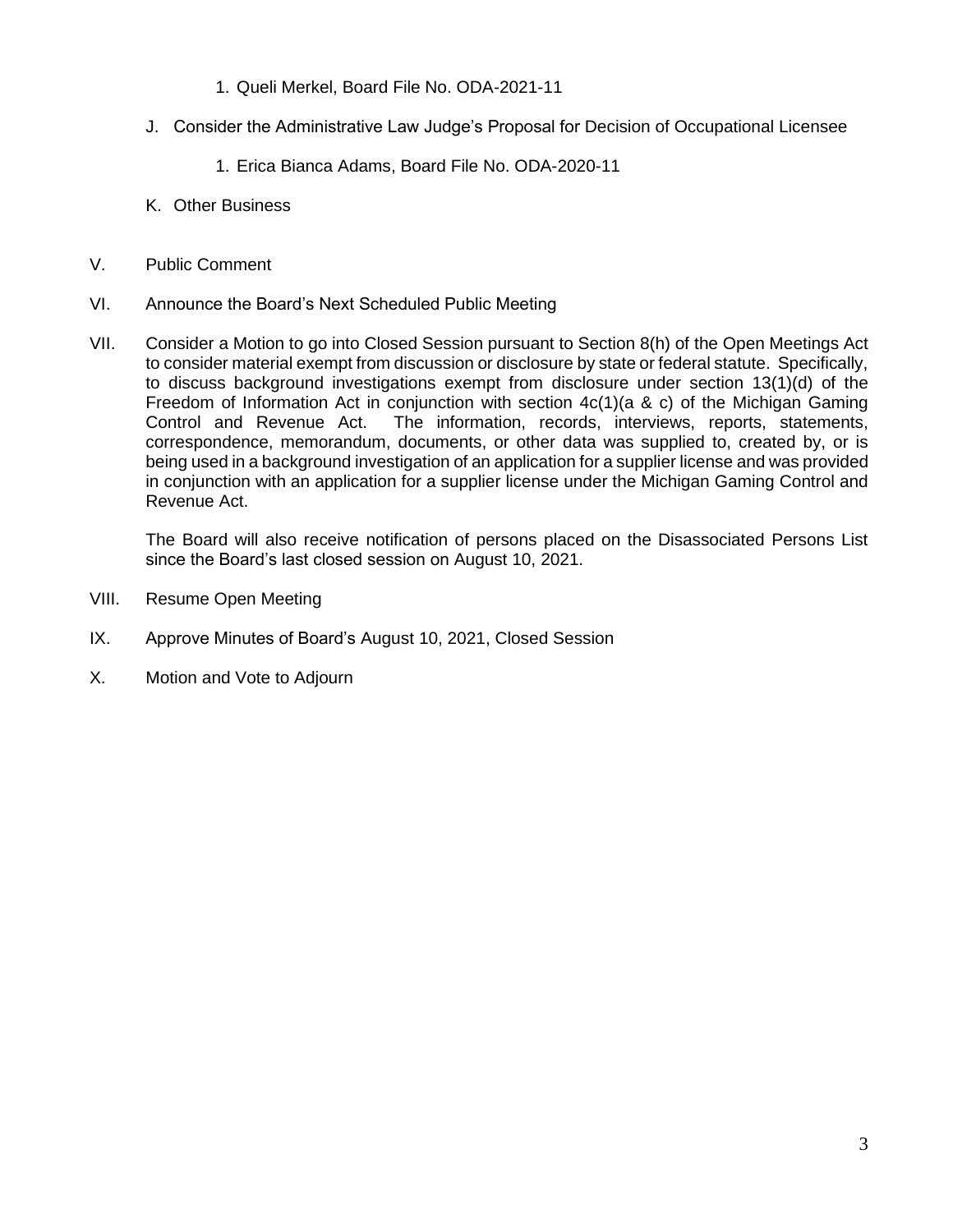1. Queli Merkel, Board File No. ODA-2021-11

J. Consider the Administrative Law Judge's Proposal for Decision of Occupational Licensee

1. Erica Bianca Adams, Board File No. ODA-2020-11

K. Other Business

V. Public Comment

VI. Announce the Board's Next Scheduled Public Meeting

VII. Consider a Motion to go into Closed Session pursuant to Section 8(h) of the Open Meetings Act to consider material exempt from discussion or disclosure by state or federal statute. Specifically, to discuss background investigations exempt from disclosure under section 13(1)(d) of the Freedom of Information Act in conjunction with section 4c(1)(a & c) of the Michigan Gaming Control and Revenue Act. The information, records, interviews, reports, statements, correspondence, memorandum, documents, or other data was supplied to, created by, or is being used in a background investigation of an application for a supplier license and was provided in conjunction with an application for a supplier license under the Michigan Gaming Control and Revenue Act.

The Board will also receive notification of persons placed on the Disassociated Persons List since the Board's last closed session on August 10, 2021.

VIII. Resume Open Meeting

IX. Approve Minutes of Board's August 10, 2021, Closed Session

X. Motion and Vote to Adjourn